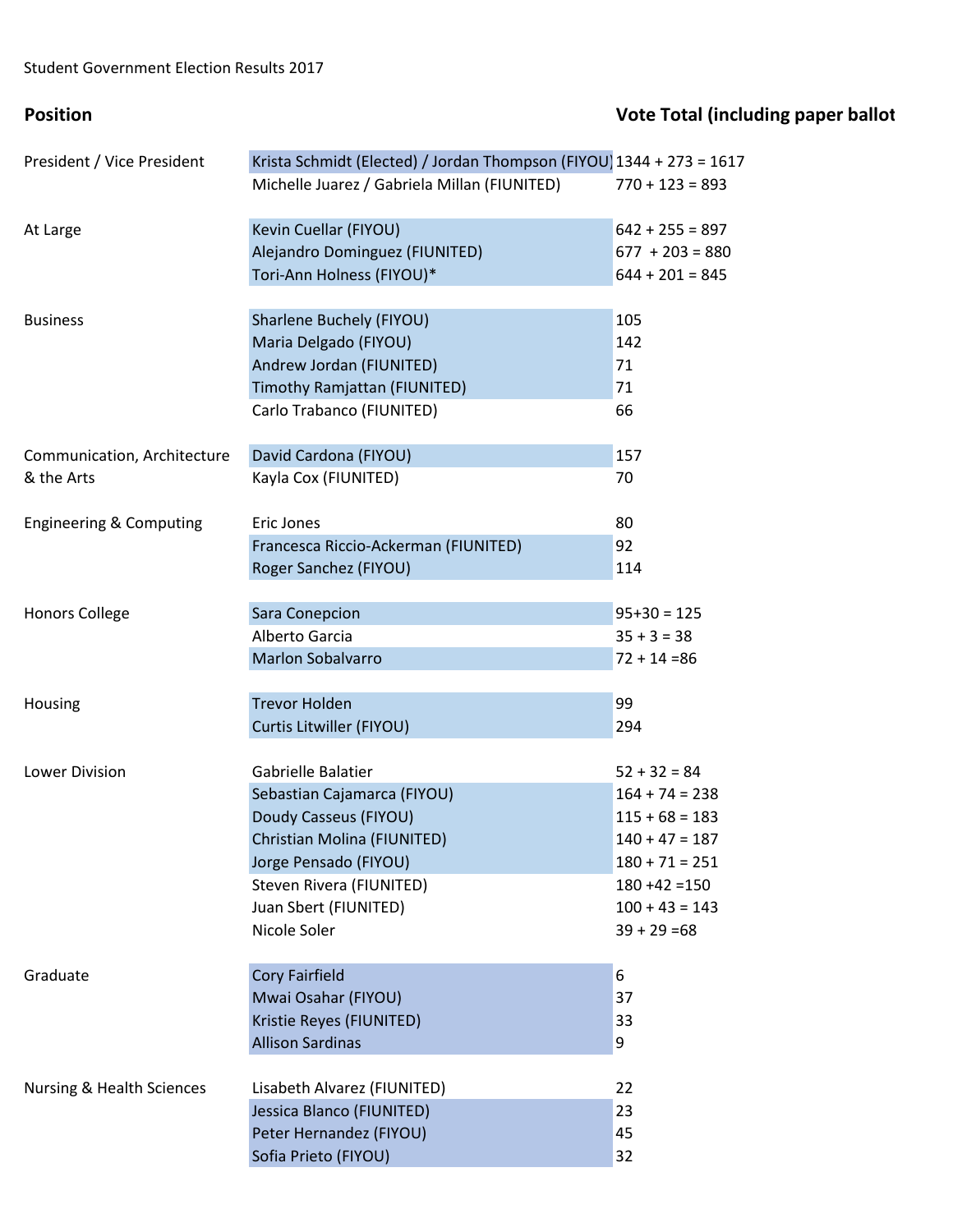Student Government Election Results 2017

| Position | | Vote Total (including paper ballot |
|---|---|---|
| President / Vice President | Krista Schmidt (Elected) / Jordan Thompson (FIYOU) | 1344 + 273 = 1617 |
| | Michelle Juarez / Gabriela Millan (FIUNITED) | 770 + 123 = 893 |
| At Large | Kevin Cuellar (FIYOU) | 642 + 255 = 897 |
| | Alejandro Dominguez (FIUNITED) | 677 + 203 = 880 |
| | Tori-Ann Holness (FIYOU)* | 644 + 201 = 845 |
| Business | Sharlene Buchely (FIYOU) | 105 |
| | Maria Delgado (FIYOU) | 142 |
| | Andrew Jordan (FIUNITED) | 71 |
| | Timothy Ramjattan (FIUNITED) | 71 |
| | Carlo Trabanco (FIUNITED) | 66 |
| Communication, Architecture & the Arts | David Cardona (FIYOU) | 157 |
| | Kayla Cox (FIUNITED) | 70 |
| Engineering & Computing | Eric Jones | 80 |
| | Francesca Riccio-Ackerman (FIUNITED) | 92 |
| | Roger Sanchez (FIYOU) | 114 |
| Honors College | Sara Conepcion | 95+30 = 125 |
| | Alberto Garcia | 35 + 3 = 38 |
| | Marlon Sobalvarro | 72 + 14 =86 |
| Housing | Trevor Holden | 99 |
| | Curtis Litwiller (FIYOU) | 294 |
| Lower Division | Gabrielle Balatier | 52 + 32 = 84 |
| | Sebastian Cajamarca (FIYOU) | 164 + 74 = 238 |
| | Doudy Casseus (FIYOU) | 115 + 68 = 183 |
| | Christian Molina (FIUNITED) | 140 + 47 = 187 |
| | Jorge Pensado (FIYOU) | 180 + 71 = 251 |
| | Steven Rivera (FIUNITED) | 180 +42 =150 |
| | Juan Sbert (FIUNITED) | 100 + 43 = 143 |
| | Nicole Soler | 39 + 29 =68 |
| Graduate | Cory Fairfield | 6 |
| | Mwai Osahar (FIYOU) | 37 |
| | Kristie Reyes (FIUNITED) | 33 |
| | Allison Sardinas | 9 |
| Nursing & Health Sciences | Lisabeth Alvarez (FIUNITED) | 22 |
| | Jessica Blanco (FIUNITED) | 23 |
| | Peter Hernandez (FIYOU) | 45 |
| | Sofia Prieto (FIYOU) | 32 |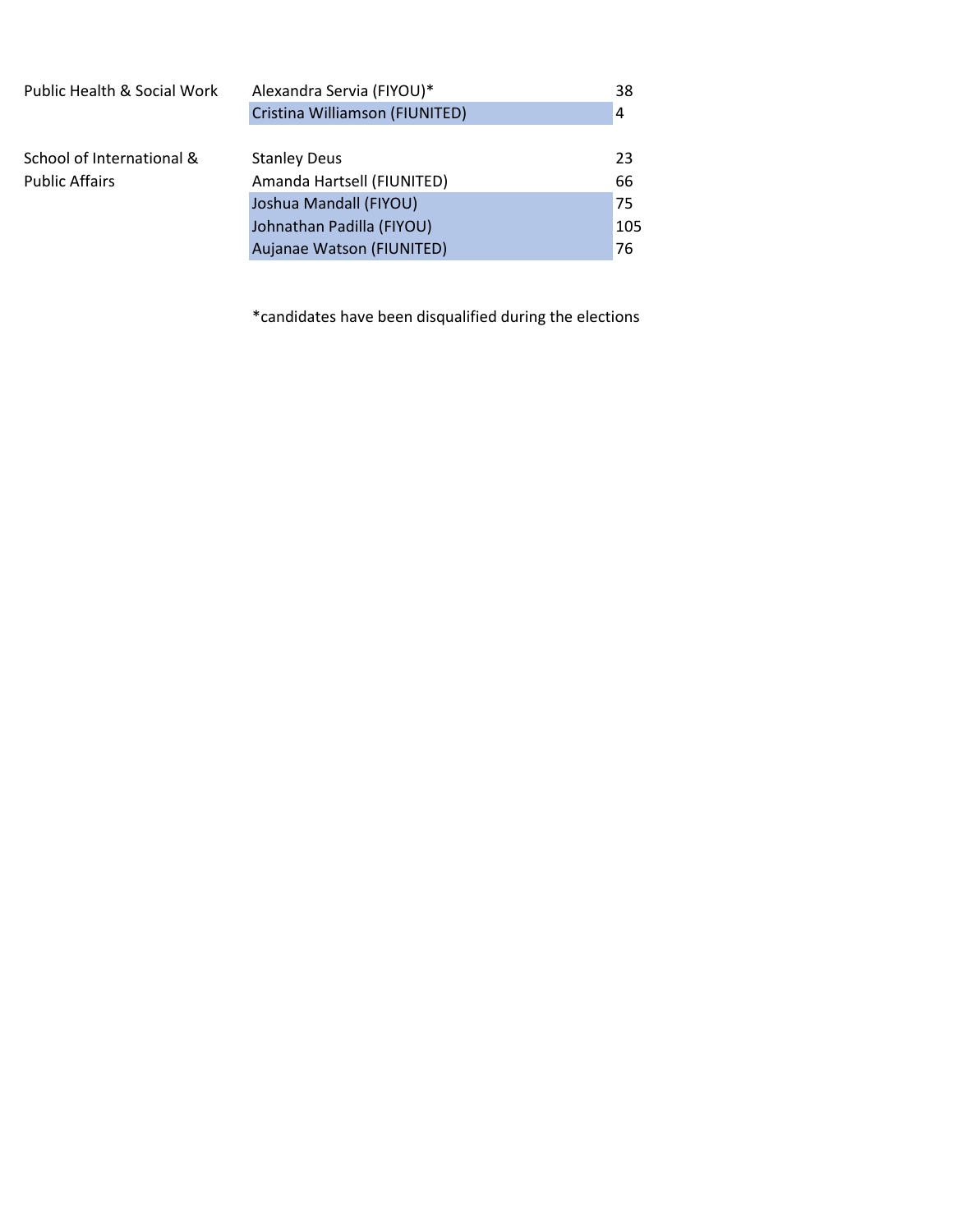| | | |
|---|---|---|
| Public Health & Social Work | Alexandra Servia (FIYOU)* | 38 |
| | Cristina Williamson (FIUNITED) | 4 |
| | | |
| School of International & Public Affairs | Stanley Deus | 23 |
| | Amanda Hartsell (FIUNITED) | 66 |
| | Joshua Mandall (FIYOU) | 75 |
| | Johnathan Padilla (FIYOU) | 105 |
| | Aujanae Watson (FIUNITED) | 76 |

*candidates have been disqualified during the elections